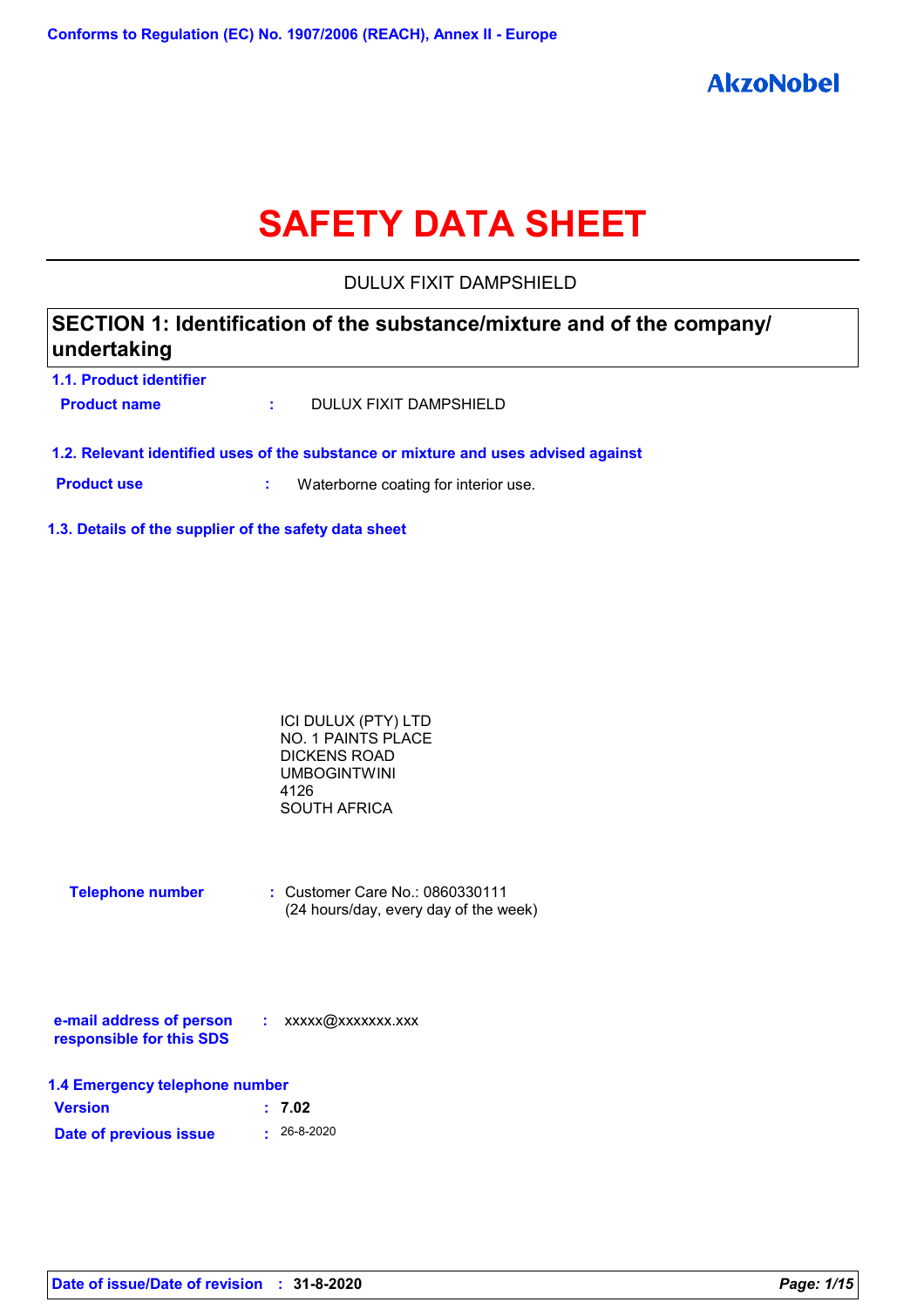Conforms to Regulation (EC) No. 1907/2006 (REACH), Annex II - Europe

AkzoNobel

# SAFETY DATA SHEET

DULUX FIXIT DAMPSHIELD

## SECTION 1: Identification of the substance/mixture and of the company/ undertaking

### 1.1. Product identifier

**Product name** : DULUX FIXIT DAMPSHIELD

### 1.2. Relevant identified uses of the substance or mixture and uses advised against

**Product use** : Waterborne coating for interior use.

### 1.3. Details of the supplier of the safety data sheet

ICI DULUX (PTY) LTD
NO. 1 PAINTS PLACE
DICKENS ROAD
UMBOGINTWINI
4126
SOUTH AFRICA

**Telephone number** : Customer Care No.: 0860330111
(24 hours/day, every day of the week)

**e-mail address of person responsible for this SDS** : xxxxx@xxxxxxx.xxx

### 1.4 Emergency telephone number

**Version** : **7.02**

**Date of previous issue** : 26-8-2020

**Date of issue/Date of revision** : **31-8-2020**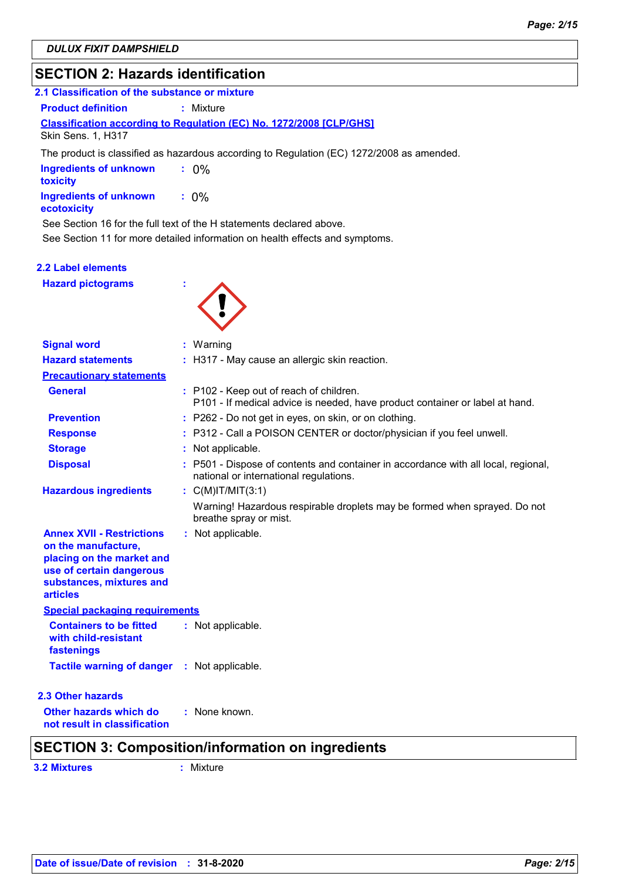## SECTION 2: Hazards identification

### 2.1 Classification of the substance or mixture

**Product definition** : Mixture

**Classification according to Regulation (EC) No. 1272/2008 [CLP/GHS]**

Skin Sens. 1, H317

The product is classified as hazardous according to Regulation (EC) 1272/2008 as amended.

**Ingredients of unknown toxicity** : 0%

**Ingredients of unknown ecotoxicity** : 0%

See Section 16 for the full text of the H statements declared above.

See Section 11 for more detailed information on health effects and symptoms.

### 2.2 Label elements

**Hazard pictograms** :

**Signal word** : Warning

**Hazard statements** : H317 - May cause an allergic skin reaction.

**Precautionary statements**

**General** : P102 - Keep out of reach of children.
P101 - If medical advice is needed, have product container or label at hand.

**Prevention** : P262 - Do not get in eyes, on skin, or on clothing.

**Response** : P312 - Call a POISON CENTER or doctor/physician if you feel unwell.

**Storage** : Not applicable.

**Disposal** : P501 - Dispose of contents and container in accordance with all local, regional, national or international regulations.

**Hazardous ingredients** : C(M)IT/MIT(3:1)

Warning! Hazardous respirable droplets may be formed when sprayed. Do not breathe spray or mist.

**Annex XVII - Restrictions on the manufacture, placing on the market and use of certain dangerous substances, mixtures and articles** : Not applicable.

**Special packaging requirements**

**Containers to be fitted with child-resistant fastenings** : Not applicable.

**Tactile warning of danger** : Not applicable.

### 2.3 Other hazards

**Other hazards which do not result in classification** : None known.

## SECTION 3: Composition/information on ingredients

**3.2 Mixtures** : Mixture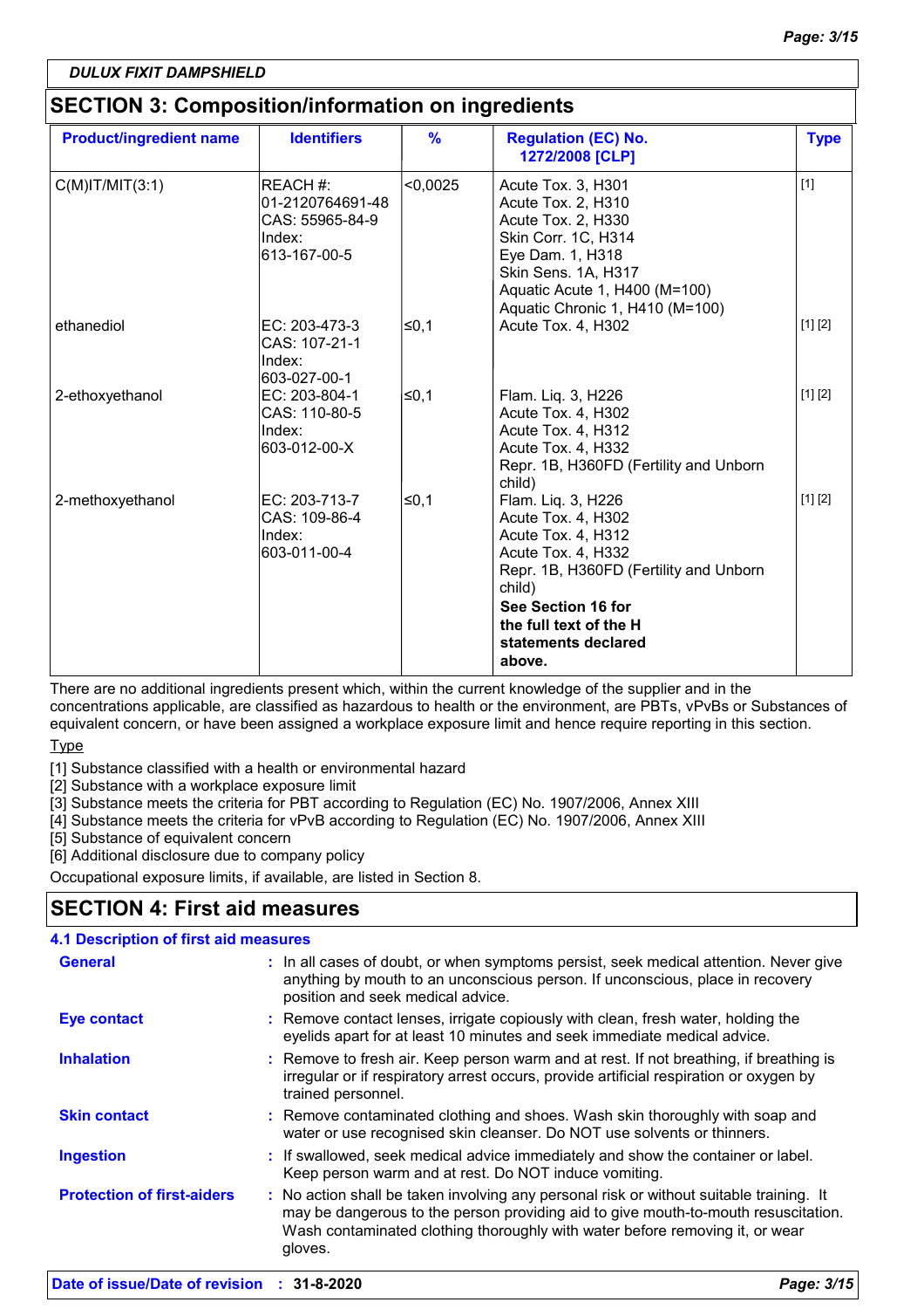DULUX FIXIT DAMPSHIELD

## SECTION 3: Composition/information on ingredients

| Product/ingredient name | Identifiers | % | Regulation (EC) No. 1272/2008 [CLP] | Type |
|---|---|---|---|---|
| C(M)IT/MIT(3:1) | REACH #: 01-2120764691-48<br>CAS: 55965-84-9<br>Index: 613-167-00-5 | <0,0025 | Acute Tox. 3, H301<br>Acute Tox. 2, H310<br>Acute Tox. 2, H330<br>Skin Corr. 1C, H314<br>Eye Dam. 1, H318<br>Skin Sens. 1A, H317<br>Aquatic Acute 1, H400 (M=100)<br>Aquatic Chronic 1, H410 (M=100) | [1] |
| ethanediol | EC: 203-473-3<br>CAS: 107-21-1<br>Index: 603-027-00-1 | ≤0,1 | Acute Tox. 4, H302 | [1] [2] |
| 2-ethoxyethanol | EC: 203-804-1<br>CAS: 110-80-5<br>Index: 603-012-00-X | ≤0,1 | Flam. Liq. 3, H226<br>Acute Tox. 4, H302<br>Acute Tox. 4, H312<br>Acute Tox. 4, H332<br>Repr. 1B, H360FD (Fertility and Unborn child) | [1] [2] |
| 2-methoxyethanol | EC: 203-713-7<br>CAS: 109-86-4<br>Index: 603-011-00-4 | ≤0,1 | Flam. Liq. 3, H226<br>Acute Tox. 4, H302<br>Acute Tox. 4, H312<br>Acute Tox. 4, H332<br>Repr. 1B, H360FD (Fertility and Unborn child)<br>**See Section 16 for the full text of the H statements declared above.** | [1] [2] |

There are no additional ingredients present which, within the current knowledge of the supplier and in the concentrations applicable, are classified as hazardous to health or the environment, are PBTs, vPvBs or Substances of equivalent concern, or have been assigned a workplace exposure limit and hence require reporting in this section.

Type

[1] Substance classified with a health or environmental hazard
[2] Substance with a workplace exposure limit
[3] Substance meets the criteria for PBT according to Regulation (EC) No. 1907/2006, Annex XIII
[4] Substance meets the criteria for vPvB according to Regulation (EC) No. 1907/2006, Annex XIII
[5] Substance of equivalent concern
[6] Additional disclosure due to company policy

Occupational exposure limits, if available, are listed in Section 8.

## SECTION 4: First aid measures

### 4.1 Description of first aid measures

**General** : In all cases of doubt, or when symptoms persist, seek medical attention. Never give anything by mouth to an unconscious person. If unconscious, place in recovery position and seek medical advice.

**Eye contact** : Remove contact lenses, irrigate copiously with clean, fresh water, holding the eyelids apart for at least 10 minutes and seek immediate medical advice.

**Inhalation** : Remove to fresh air. Keep person warm and at rest. If not breathing, if breathing is irregular or if respiratory arrest occurs, provide artificial respiration or oxygen by trained personnel.

**Skin contact** : Remove contaminated clothing and shoes. Wash skin thoroughly with soap and water or use recognised skin cleanser. Do NOT use solvents or thinners.

**Ingestion** : If swallowed, seek medical advice immediately and show the container or label. Keep person warm and at rest. Do NOT induce vomiting.

**Protection of first-aiders** : No action shall be taken involving any personal risk or without suitable training. It may be dangerous to the person providing aid to give mouth-to-mouth resuscitation. Wash contaminated clothing thoroughly with water before removing it, or wear gloves.

Date of issue/Date of revision : 31-8-2020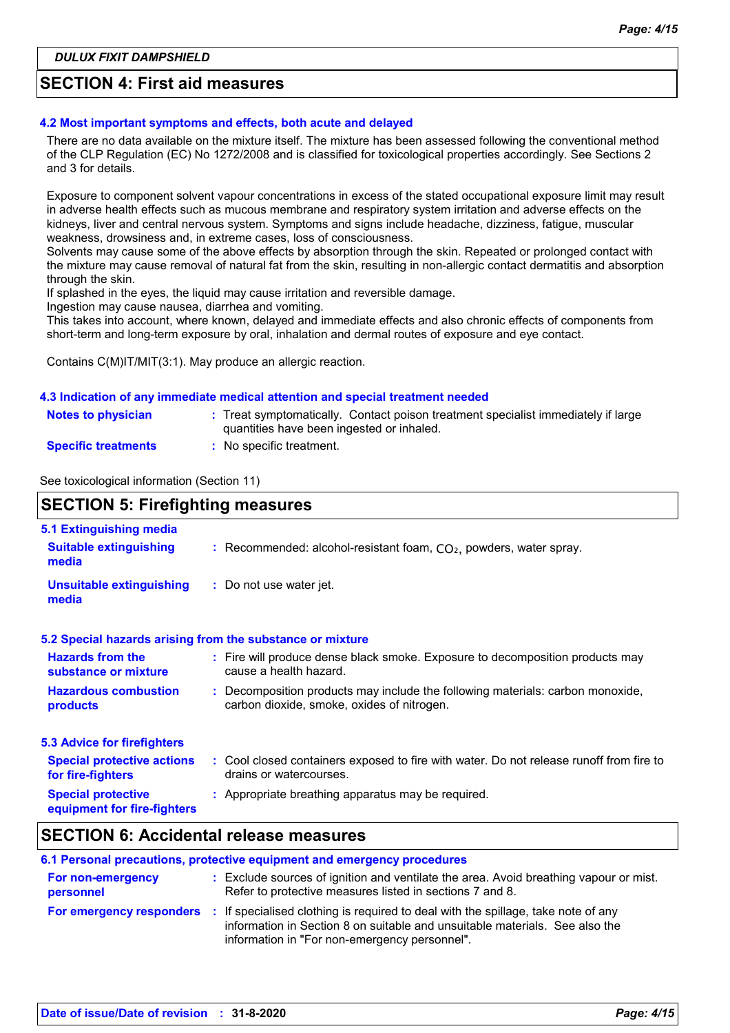## SECTION 4: First aid measures

### 4.2 Most important symptoms and effects, both acute and delayed

There are no data available on the mixture itself. The mixture has been assessed following the conventional method of the CLP Regulation (EC) No 1272/2008 and is classified for toxicological properties accordingly. See Sections 2 and 3 for details.

Exposure to component solvent vapour concentrations in excess of the stated occupational exposure limit may result in adverse health effects such as mucous membrane and respiratory system irritation and adverse effects on the kidneys, liver and central nervous system. Symptoms and signs include headache, dizziness, fatigue, muscular weakness, drowsiness and, in extreme cases, loss of consciousness.
Solvents may cause some of the above effects by absorption through the skin. Repeated or prolonged contact with the mixture may cause removal of natural fat from the skin, resulting in non-allergic contact dermatitis and absorption through the skin.
If splashed in the eyes, the liquid may cause irritation and reversible damage.
Ingestion may cause nausea, diarrhea and vomiting.
This takes into account, where known, delayed and immediate effects and also chronic effects of components from short-term and long-term exposure by oral, inhalation and dermal routes of exposure and eye contact.

Contains C(M)IT/MIT(3:1). May produce an allergic reaction.

### 4.3 Indication of any immediate medical attention and special treatment needed

**Notes to physician** : Treat symptomatically. Contact poison treatment specialist immediately if large quantities have been ingested or inhaled.

**Specific treatments** : No specific treatment.

See toxicological information (Section 11)

## SECTION 5: Firefighting measures

### 5.1 Extinguishing media

**Suitable extinguishing media** : Recommended: alcohol-resistant foam, $CO_2$, powders, water spray.

**Unsuitable extinguishing media** : Do not use water jet.

### 5.2 Special hazards arising from the substance or mixture

**Hazards from the substance or mixture** : Fire will produce dense black smoke. Exposure to decomposition products may cause a health hazard.

**Hazardous combustion products** : Decomposition products may include the following materials: carbon monoxide, carbon dioxide, smoke, oxides of nitrogen.

### 5.3 Advice for firefighters

**Special protective actions for fire-fighters** : Cool closed containers exposed to fire with water. Do not release runoff from fire to drains or watercourses.

**Special protective equipment for fire-fighters** : Appropriate breathing apparatus may be required.

## SECTION 6: Accidental release measures

### 6.1 Personal precautions, protective equipment and emergency procedures

**For non-emergency personnel** : Exclude sources of ignition and ventilate the area. Avoid breathing vapour or mist. Refer to protective measures listed in sections 7 and 8.

**For emergency responders** : If specialised clothing is required to deal with the spillage, take note of any information in Section 8 on suitable and unsuitable materials. See also the information in "For non-emergency personnel".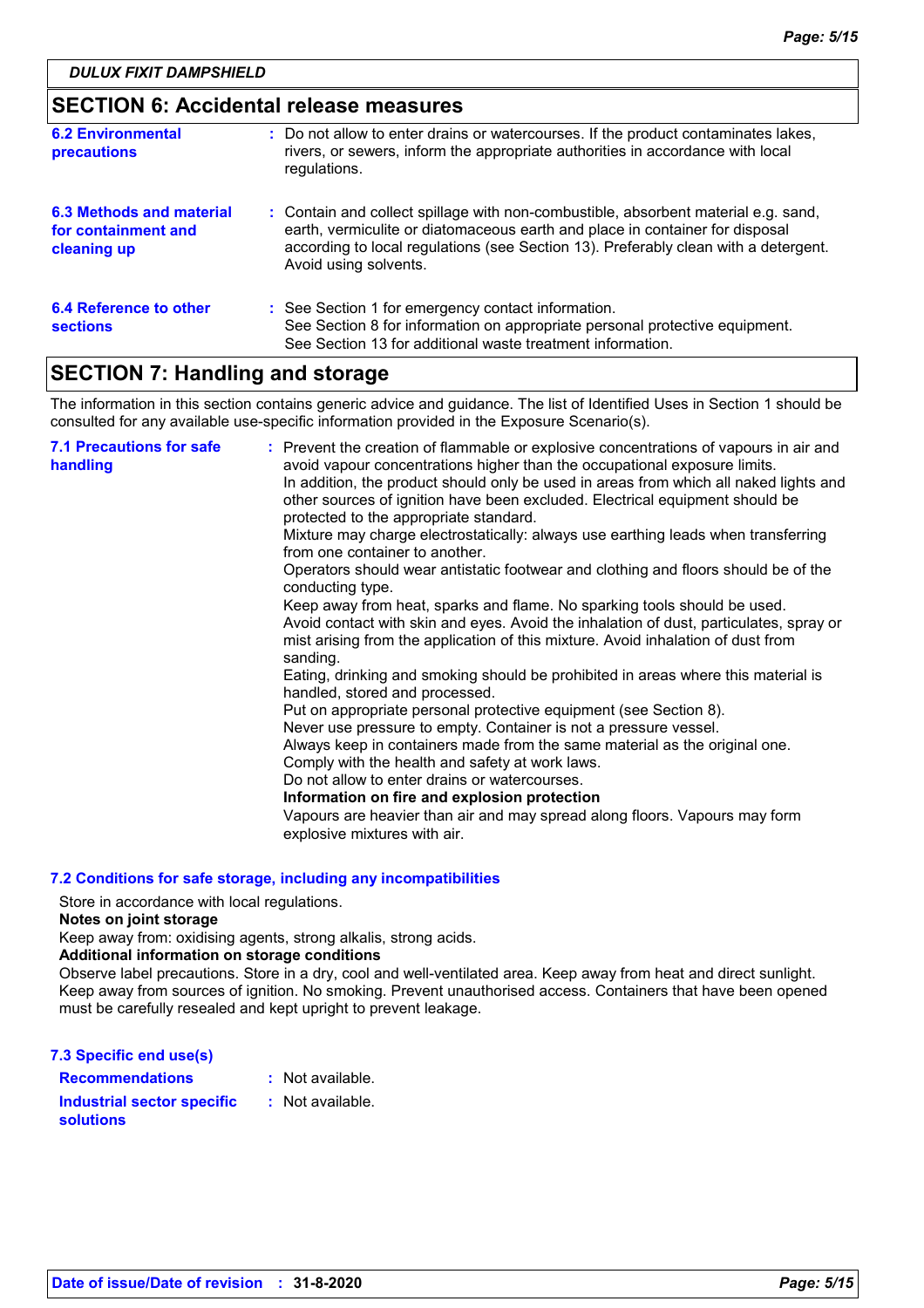DULUX FIXIT DAMPSHIELD

## SECTION 6: Accidental release measures

**6.2 Environmental precautions** : Do not allow to enter drains or watercourses. If the product contaminates lakes, rivers, or sewers, inform the appropriate authorities in accordance with local regulations.

**6.3 Methods and material for containment and cleaning up** : Contain and collect spillage with non-combustible, absorbent material e.g. sand, earth, vermiculite or diatomaceous earth and place in container for disposal according to local regulations (see Section 13). Preferably clean with a detergent. Avoid using solvents.

**6.4 Reference to other sections** : See Section 1 for emergency contact information.
See Section 8 for information on appropriate personal protective equipment.
See Section 13 for additional waste treatment information.

## SECTION 7: Handling and storage

The information in this section contains generic advice and guidance. The list of Identified Uses in Section 1 should be consulted for any available use-specific information provided in the Exposure Scenario(s).

**7.1 Precautions for safe handling** : Prevent the creation of flammable or explosive concentrations of vapours in air and avoid vapour concentrations higher than the occupational exposure limits.
In addition, the product should only be used in areas from which all naked lights and other sources of ignition have been excluded. Electrical equipment should be protected to the appropriate standard.
Mixture may charge electrostatically: always use earthing leads when transferring from one container to another.
Operators should wear antistatic footwear and clothing and floors should be of the conducting type.
Keep away from heat, sparks and flame. No sparking tools should be used.
Avoid contact with skin and eyes. Avoid the inhalation of dust, particulates, spray or mist arising from the application of this mixture. Avoid inhalation of dust from sanding.
Eating, drinking and smoking should be prohibited in areas where this material is handled, stored and processed.
Put on appropriate personal protective equipment (see Section 8).
Never use pressure to empty. Container is not a pressure vessel.
Always keep in containers made from the same material as the original one.
Comply with the health and safety at work laws.
Do not allow to enter drains or watercourses.
**Information on fire and explosion protection**
Vapours are heavier than air and may spread along floors. Vapours may form explosive mixtures with air.

### 7.2 Conditions for safe storage, including any incompatibilities

Store in accordance with local regulations.
**Notes on joint storage**
Keep away from: oxidising agents, strong alkalis, strong acids.
**Additional information on storage conditions**
Observe label precautions. Store in a dry, cool and well-ventilated area. Keep away from heat and direct sunlight. Keep away from sources of ignition. No smoking. Prevent unauthorised access. Containers that have been opened must be carefully resealed and kept upright to prevent leakage.

### 7.3 Specific end use(s)

**Recommendations** : Not available.

**Industrial sector specific solutions** : Not available.

**Date of issue/Date of revision** : 31-8-2020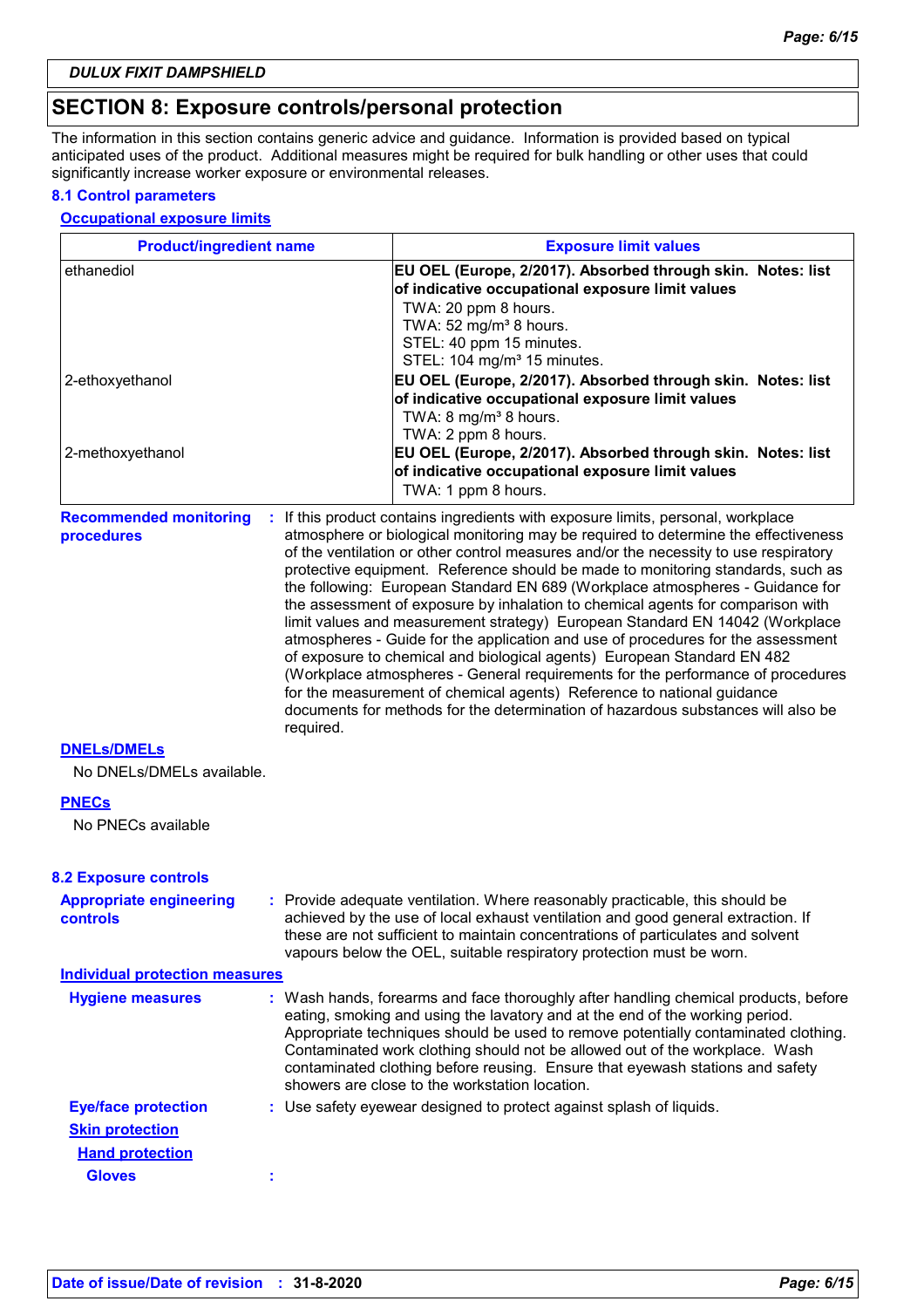DULUX FIXIT DAMPSHIELD

## SECTION 8: Exposure controls/personal protection

The information in this section contains generic advice and guidance. Information is provided based on typical anticipated uses of the product. Additional measures might be required for bulk handling or other uses that could significantly increase worker exposure or environmental releases.

### 8.1 Control parameters

**Occupational exposure limits**

| Product/ingredient name | Exposure limit values |
|---|---|
| ethanediol | **EU OEL (Europe, 2/2017). Absorbed through skin. Notes: list of indicative occupational exposure limit values**<br>TWA: 20 ppm 8 hours.<br>TWA: 52 mg/m³ 8 hours.<br>STEL: 40 ppm 15 minutes.<br>STEL: 104 mg/m³ 15 minutes. |
| 2-ethoxyethanol | **EU OEL (Europe, 2/2017). Absorbed through skin. Notes: list of indicative occupational exposure limit values**<br>TWA: 8 mg/m³ 8 hours.<br>TWA: 2 ppm 8 hours. |
| 2-methoxyethanol | **EU OEL (Europe, 2/2017). Absorbed through skin. Notes: list of indicative occupational exposure limit values**<br>TWA: 1 ppm 8 hours. |

**Recommended monitoring procedures** : If this product contains ingredients with exposure limits, personal, workplace atmosphere or biological monitoring may be required to determine the effectiveness of the ventilation or other control measures and/or the necessity to use respiratory protective equipment. Reference should be made to monitoring standards, such as the following: European Standard EN 689 (Workplace atmospheres - Guidance for the assessment of exposure by inhalation to chemical agents for comparison with limit values and measurement strategy) European Standard EN 14042 (Workplace atmospheres - Guide for the application and use of procedures for the assessment of exposure to chemical and biological agents) European Standard EN 482 (Workplace atmospheres - General requirements for the performance of procedures for the measurement of chemical agents) Reference to national guidance documents for methods for the determination of hazardous substances will also be required.

**DNELs/DMELs**

No DNELs/DMELs available.

**PNECs**

No PNECs available

### 8.2 Exposure controls

**Appropriate engineering controls** : Provide adequate ventilation. Where reasonably practicable, this should be achieved by the use of local exhaust ventilation and good general extraction. If these are not sufficient to maintain concentrations of particulates and solvent vapours below the OEL, suitable respiratory protection must be worn.

**Individual protection measures**

**Hygiene measures** : Wash hands, forearms and face thoroughly after handling chemical products, before eating, smoking and using the lavatory and at the end of the working period. Appropriate techniques should be used to remove potentially contaminated clothing. Contaminated work clothing should not be allowed out of the workplace. Wash contaminated clothing before reusing. Ensure that eyewash stations and safety showers are close to the workstation location.

**Eye/face protection** : Use safety eyewear designed to protect against splash of liquids.

**Skin protection**

**Hand protection**

**Gloves** :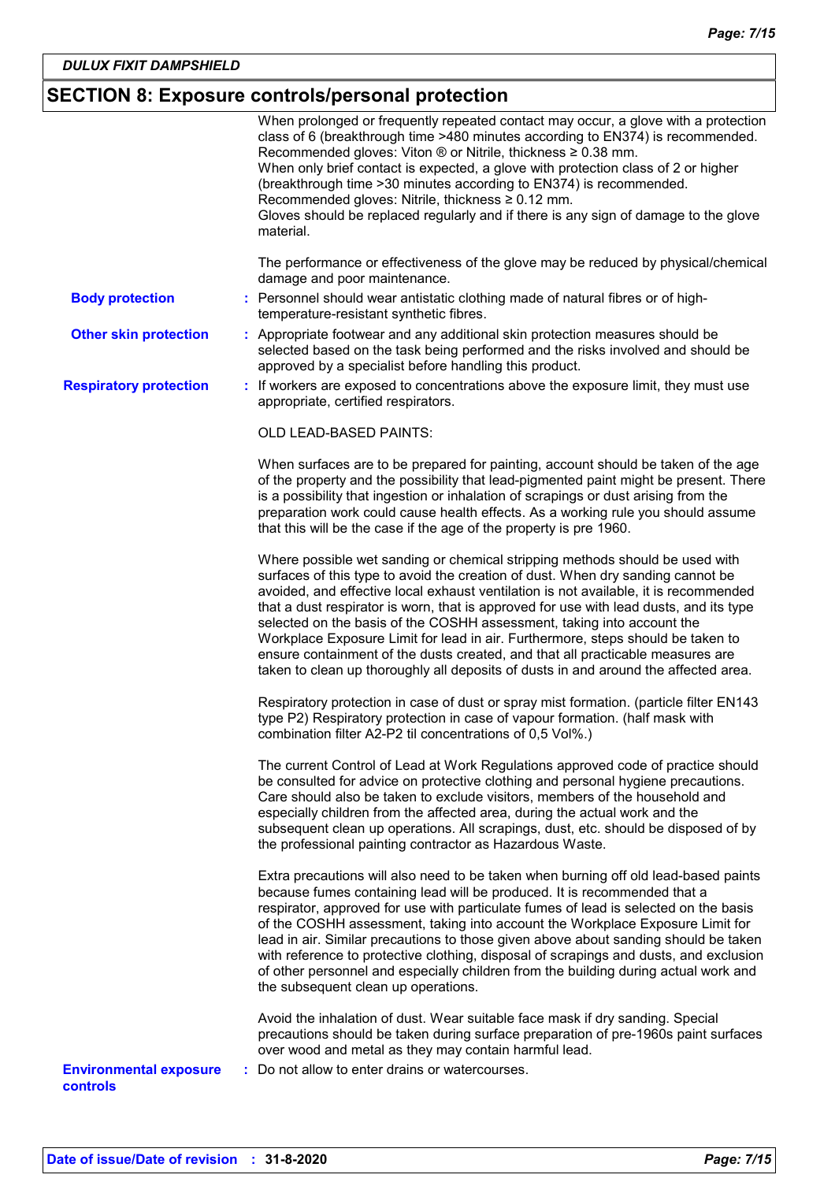## SECTION 8: Exposure controls/personal protection

When prolonged or frequently repeated contact may occur, a glove with a protection class of 6 (breakthrough time >480 minutes according to EN374) is recommended. Recommended gloves: Viton ® or Nitrile, thickness ≥ 0.38 mm.
When only brief contact is expected, a glove with protection class of 2 or higher (breakthrough time >30 minutes according to EN374) is recommended. Recommended gloves: Nitrile, thickness ≥ 0.12 mm.
Gloves should be replaced regularly and if there is any sign of damage to the glove material.

The performance or effectiveness of the glove may be reduced by physical/chemical damage and poor maintenance.

**Body protection** : Personnel should wear antistatic clothing made of natural fibres or of high-temperature-resistant synthetic fibres.

**Other skin protection** : Appropriate footwear and any additional skin protection measures should be selected based on the task being performed and the risks involved and should be approved by a specialist before handling this product.

**Respiratory protection** : If workers are exposed to concentrations above the exposure limit, they must use appropriate, certified respirators.

OLD LEAD-BASED PAINTS:

When surfaces are to be prepared for painting, account should be taken of the age of the property and the possibility that lead-pigmented paint might be present. There is a possibility that ingestion or inhalation of scrapings or dust arising from the preparation work could cause health effects. As a working rule you should assume that this will be the case if the age of the property is pre 1960.

Where possible wet sanding or chemical stripping methods should be used with surfaces of this type to avoid the creation of dust. When dry sanding cannot be avoided, and effective local exhaust ventilation is not available, it is recommended that a dust respirator is worn, that is approved for use with lead dusts, and its type selected on the basis of the COSHH assessment, taking into account the Workplace Exposure Limit for lead in air. Furthermore, steps should be taken to ensure containment of the dusts created, and that all practicable measures are taken to clean up thoroughly all deposits of dusts in and around the affected area.

Respiratory protection in case of dust or spray mist formation. (particle filter EN143 type P2) Respiratory protection in case of vapour formation. (half mask with combination filter A2-P2 til concentrations of 0,5 Vol%.)

The current Control of Lead at Work Regulations approved code of practice should be consulted for advice on protective clothing and personal hygiene precautions. Care should also be taken to exclude visitors, members of the household and especially children from the affected area, during the actual work and the subsequent clean up operations. All scrapings, dust, etc. should be disposed of by the professional painting contractor as Hazardous Waste.

Extra precautions will also need to be taken when burning off old lead-based paints because fumes containing lead will be produced. It is recommended that a respirator, approved for use with particulate fumes of lead is selected on the basis of the COSHH assessment, taking into account the Workplace Exposure Limit for lead in air. Similar precautions to those given above about sanding should be taken with reference to protective clothing, disposal of scrapings and dusts, and exclusion of other personnel and especially children from the building during actual work and the subsequent clean up operations.

Avoid the inhalation of dust. Wear suitable face mask if dry sanding. Special precautions should be taken during surface preparation of pre-1960s paint surfaces over wood and metal as they may contain harmful lead.

**Environmental exposure controls** : Do not allow to enter drains or watercourses.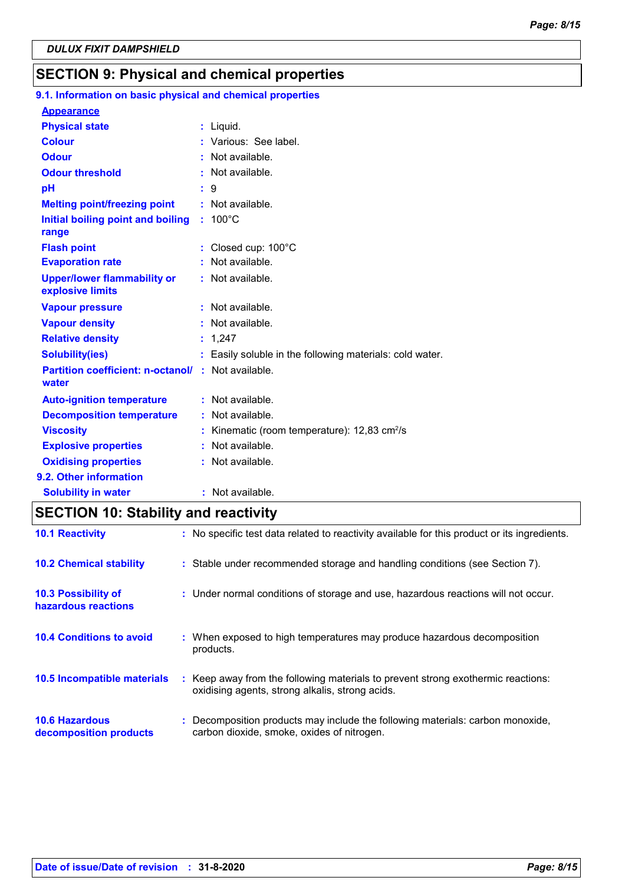DULUX FIXIT DAMPSHIELD

## SECTION 9: Physical and chemical properties

### 9.1. Information on basic physical and chemical properties

**Appearance**

| | | |
|---|---|---|
| **Physical state** | : | Liquid. |
| **Colour** | : | Various: See label. |
| **Odour** | : | Not available. |
| **Odour threshold** | : | Not available. |
| **pH** | : | 9 |
| **Melting point/freezing point** | : | Not available. |
| **Initial boiling point and boiling range** | : | 100°C |
| **Flash point** | : | Closed cup: 100°C |
| **Evaporation rate** | : | Not available. |
| **Upper/lower flammability or explosive limits** | : | Not available. |
| **Vapour pressure** | : | Not available. |
| **Vapour density** | : | Not available. |
| **Relative density** | : | 1,247 |
| **Solubility(ies)** | : | Easily soluble in the following materials: cold water. |
| **Partition coefficient: n-octanol/ water** | : | Not available. |
| **Auto-ignition temperature** | : | Not available. |
| **Decomposition temperature** | : | Not available. |
| **Viscosity** | : | Kinematic (room temperature): 12,83 $cm^2$/s |
| **Explosive properties** | : | Not available. |
| **Oxidising properties** | : | Not available. |

### 9.2. Other information

| | | |
|---|---|---|
| **Solubility in water** | : | Not available. |

## SECTION 10: Stability and reactivity

| | | |
|---|---|---|
| **10.1 Reactivity** | : | No specific test data related to reactivity available for this product or its ingredients. |
| **10.2 Chemical stability** | : | Stable under recommended storage and handling conditions (see Section 7). |
| **10.3 Possibility of hazardous reactions** | : | Under normal conditions of storage and use, hazardous reactions will not occur. |
| **10.4 Conditions to avoid** | : | When exposed to high temperatures may produce hazardous decomposition products. |
| **10.5 Incompatible materials** | : | Keep away from the following materials to prevent strong exothermic reactions: oxidising agents, strong alkalis, strong acids. |
| **10.6 Hazardous decomposition products** | : | Decomposition products may include the following materials: carbon monoxide, carbon dioxide, smoke, oxides of nitrogen. |

**Date of issue/Date of revision** : **31-8-2020**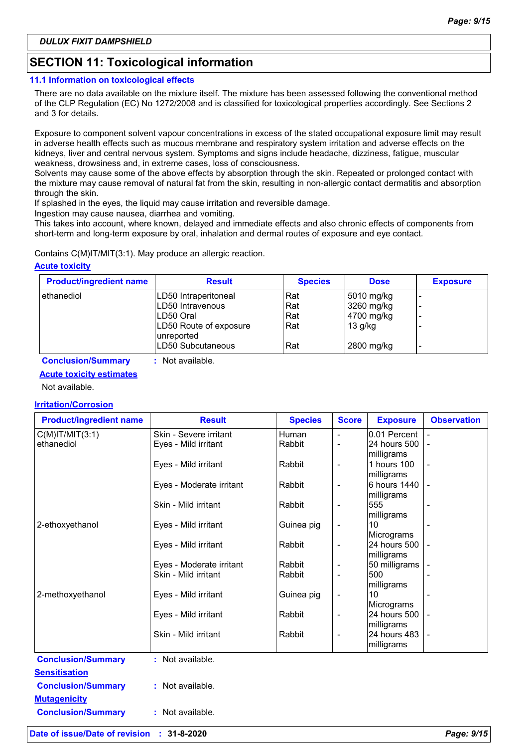**DULUX FIXIT DAMPSHIELD**

## SECTION 11: Toxicological information

### 11.1 Information on toxicological effects

There are no data available on the mixture itself. The mixture has been assessed following the conventional method of the CLP Regulation (EC) No 1272/2008 and is classified for toxicological properties accordingly. See Sections 2 and 3 for details.

Exposure to component solvent vapour concentrations in excess of the stated occupational exposure limit may result in adverse health effects such as mucous membrane and respiratory system irritation and adverse effects on the kidneys, liver and central nervous system. Symptoms and signs include headache, dizziness, fatigue, muscular weakness, drowsiness and, in extreme cases, loss of consciousness.
Solvents may cause some of the above effects by absorption through the skin. Repeated or prolonged contact with the mixture may cause removal of natural fat from the skin, resulting in non-allergic contact dermatitis and absorption through the skin.
If splashed in the eyes, the liquid may cause irritation and reversible damage.
Ingestion may cause nausea, diarrhea and vomiting.
This takes into account, where known, delayed and immediate effects and also chronic effects of components from short-term and long-term exposure by oral, inhalation and dermal routes of exposure and eye contact.

Contains C(M)IT/MIT(3:1). May produce an allergic reaction.

**Acute toxicity**

| Product/ingredient name | Result | Species | Dose | Exposure |
|---|---|---|---|---|
| ethanediol | LD50 Intraperitoneal | Rat | 5010 mg/kg | - |
| | LD50 Intravenous | Rat | 3260 mg/kg | - |
| | LD50 Oral | Rat | 4700 mg/kg | - |
| | LD50 Route of exposure unreported | Rat | 13 g/kg | - |
| | LD50 Subcutaneous | Rat | 2800 mg/kg | - |

**Conclusion/Summary** : Not available.

**Acute toxicity estimates**

Not available.

**Irritation/Corrosion**

| Product/ingredient name | Result | Species | Score | Exposure | Observation |
|---|---|---|---|---|---|
| C(M)IT/MIT(3:1) | Skin - Severe irritant | Human | - | 0.01 Percent | - |
| ethanediol | Eyes - Mild irritant | Rabbit | - | 24 hours 500 milligrams | - |
| | Eyes - Mild irritant | Rabbit | - | 1 hours 100 milligrams | - |
| | Eyes - Moderate irritant | Rabbit | - | 6 hours 1440 milligrams | - |
| | Skin - Mild irritant | Rabbit | - | 555 milligrams | - |
| 2-ethoxyethanol | Eyes - Mild irritant | Guinea pig | - | 10 Micrograms | - |
| | Eyes - Mild irritant | Rabbit | - | 24 hours 500 milligrams | - |
| | Eyes - Moderate irritant | Rabbit | - | 50 milligrams | - |
| | Skin - Mild irritant | Rabbit | - | 500 milligrams | - |
| 2-methoxyethanol | Eyes - Mild irritant | Guinea pig | - | 10 Micrograms | - |
| | Eyes - Mild irritant | Rabbit | - | 24 hours 500 milligrams | - |
| | Skin - Mild irritant | Rabbit | - | 24 hours 483 milligrams | - |

**Conclusion/Summary** : Not available.

**Sensitisation**

**Conclusion/Summary** : Not available.

**Mutagenicity**

**Conclusion/Summary** : Not available.

**Date of issue/Date of revision** : **31-8-2020**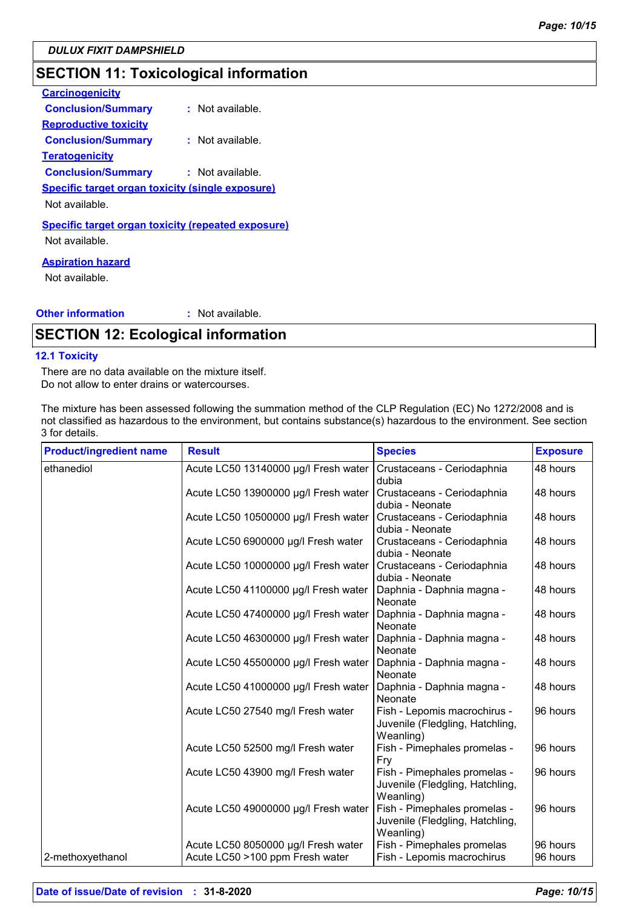DULUX FIXIT DAMPSHIELD

## SECTION 11: Toxicological information

**Carcinogenicity**

**Conclusion/Summary** : Not available.

**Reproductive toxicity**

**Conclusion/Summary** : Not available.

**Teratogenicity**

**Conclusion/Summary** : Not available.

**Specific target organ toxicity (single exposure)**

Not available.

**Specific target organ toxicity (repeated exposure)**

Not available.

**Aspiration hazard**

Not available.

**Other information** : Not available.

## SECTION 12: Ecological information

### 12.1 Toxicity

There are no data available on the mixture itself.
Do not allow to enter drains or watercourses.

The mixture has been assessed following the summation method of the CLP Regulation (EC) No 1272/2008 and is not classified as hazardous to the environment, but contains substance(s) hazardous to the environment. See section 3 for details.

| Product/ingredient name | Result | Species | Exposure |
|---|---|---|---|
| ethanediol | Acute LC50 13140000 µg/l Fresh water | Crustaceans - Ceriodaphnia dubia | 48 hours |
| | Acute LC50 13900000 µg/l Fresh water | Crustaceans - Ceriodaphnia dubia - Neonate | 48 hours |
| | Acute LC50 10500000 µg/l Fresh water | Crustaceans - Ceriodaphnia dubia - Neonate | 48 hours |
| | Acute LC50 6900000 µg/l Fresh water | Crustaceans - Ceriodaphnia dubia - Neonate | 48 hours |
| | Acute LC50 10000000 µg/l Fresh water | Crustaceans - Ceriodaphnia dubia - Neonate | 48 hours |
| | Acute LC50 41100000 µg/l Fresh water | Daphnia - Daphnia magna - Neonate | 48 hours |
| | Acute LC50 47400000 µg/l Fresh water | Daphnia - Daphnia magna - Neonate | 48 hours |
| | Acute LC50 46300000 µg/l Fresh water | Daphnia - Daphnia magna - Neonate | 48 hours |
| | Acute LC50 45500000 µg/l Fresh water | Daphnia - Daphnia magna - Neonate | 48 hours |
| | Acute LC50 41000000 µg/l Fresh water | Daphnia - Daphnia magna - Neonate | 48 hours |
| | Acute LC50 27540 mg/l Fresh water | Fish - Lepomis macrochirus - Juvenile (Fledgling, Hatchling, Weanling) | 96 hours |
| | Acute LC50 52500 mg/l Fresh water | Fish - Pimephales promelas - Fry | 96 hours |
| | Acute LC50 43900 mg/l Fresh water | Fish - Pimephales promelas - Juvenile (Fledgling, Hatchling, Weanling) | 96 hours |
| | Acute LC50 49000000 µg/l Fresh water | Fish - Pimephales promelas - Juvenile (Fledgling, Hatchling, Weanling) | 96 hours |
| | Acute LC50 8050000 µg/l Fresh water | Fish - Pimephales promelas | 96 hours |
| 2-methoxyethanol | Acute LC50 >100 ppm Fresh water | Fish - Lepomis macrochirus | 96 hours |

**Date of issue/Date of revision** : **31-8-2020**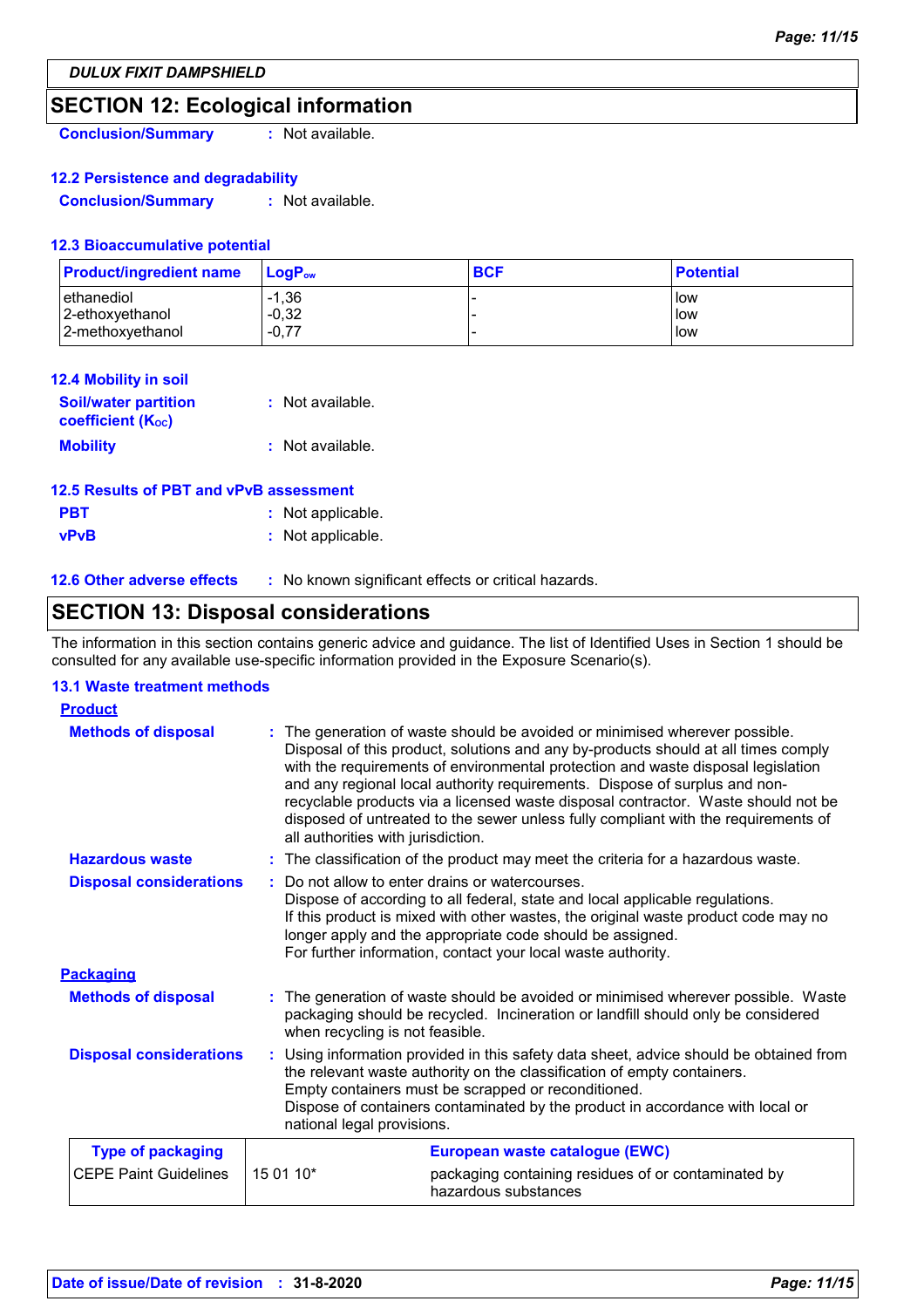## SECTION 12: Ecological information

**Conclusion/Summary** : Not available.

### 12.2 Persistence and degradability

**Conclusion/Summary** : Not available.

### 12.3 Bioaccumulative potential

| Product/ingredient name | $LogP_{ow}$ | BCF | Potential |
|---|---|---|---|
| ethanediol | -1,36 | - | low |
| 2-ethoxyethanol | -0,32 | - | low |
| 2-methoxyethanol | -0,77 | - | low |

### 12.4 Mobility in soil

**Soil/water partition coefficient ($K_{OC}$)** : Not available.

**Mobility** : Not available.

### 12.5 Results of PBT and vPvB assessment

**PBT** : Not applicable.

**vPvB** : Not applicable.

### 12.6 Other adverse effects

: No known significant effects or critical hazards.

## SECTION 13: Disposal considerations

The information in this section contains generic advice and guidance. The list of Identified Uses in Section 1 should be consulted for any available use-specific information provided in the Exposure Scenario(s).

### 13.1 Waste treatment methods

**Product**

**Methods of disposal** : The generation of waste should be avoided or minimised wherever possible. Disposal of this product, solutions and any by-products should at all times comply with the requirements of environmental protection and waste disposal legislation and any regional local authority requirements. Dispose of surplus and non-recyclable products via a licensed waste disposal contractor. Waste should not be disposed of untreated to the sewer unless fully compliant with the requirements of all authorities with jurisdiction.

**Hazardous waste** : The classification of the product may meet the criteria for a hazardous waste.

**Disposal considerations** : Do not allow to enter drains or watercourses.
Dispose of according to all federal, state and local applicable regulations.
If this product is mixed with other wastes, the original waste product code may no longer apply and the appropriate code should be assigned.
For further information, contact your local waste authority.

**Packaging**

**Methods of disposal** : The generation of waste should be avoided or minimised wherever possible. Waste packaging should be recycled. Incineration or landfill should only be considered when recycling is not feasible.

**Disposal considerations** : Using information provided in this safety data sheet, advice should be obtained from the relevant waste authority on the classification of empty containers.
Empty containers must be scrapped or reconditioned.
Dispose of containers contaminated by the product in accordance with local or national legal provisions.

| Type of packaging | | European waste catalogue (EWC) |
|---|---|---|
| CEPE Paint Guidelines | 15 01 10* | packaging containing residues of or contaminated by hazardous substances |

**Date of issue/Date of revision** : 31-8-2020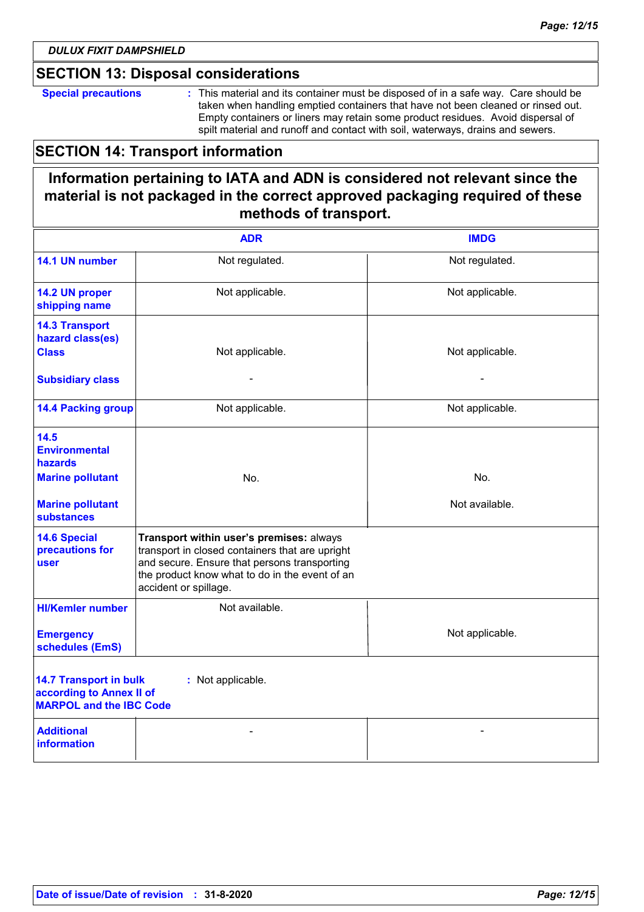## SECTION 13: Disposal considerations

**Special precautions** : This material and its container must be disposed of in a safe way. Care should be taken when handling emptied containers that have not been cleaned or rinsed out. Empty containers or liners may retain some product residues. Avoid dispersal of spilt material and runoff and contact with soil, waterways, drains and sewers.

## SECTION 14: Transport information

**Information pertaining to IATA and ADN is considered not relevant since the material is not packaged in the correct approved packaging required of these methods of transport.**

| | ADR | IMDG |
|---|---|---|
| **14.1 UN number** | Not regulated. | Not regulated. |
| **14.2 UN proper shipping name** | Not applicable. | Not applicable. |
| **14.3 Transport hazard class(es)** **Class** | Not applicable. | Not applicable. |
| **Subsidiary class** | - | - |
| **14.4 Packing group** | Not applicable. | Not applicable. |
| **14.5 Environmental hazards** **Marine pollutant** | No. | No. |
| **Marine pollutant substances** | | Not available. |
| **14.6 Special precautions for user** | **Transport within user's premises:** always transport in closed containers that are upright and secure. Ensure that persons transporting the product know what to do in the event of an accident or spillage. | |
| **HI/Kemler number** | Not available. | |
| **Emergency schedules (EmS)** | | Not applicable. |

**14.7 Transport in bulk according to Annex II of MARPOL and the IBC Code** : Not applicable.

| | | |
|---|---|---|
| **Additional information** | - | - |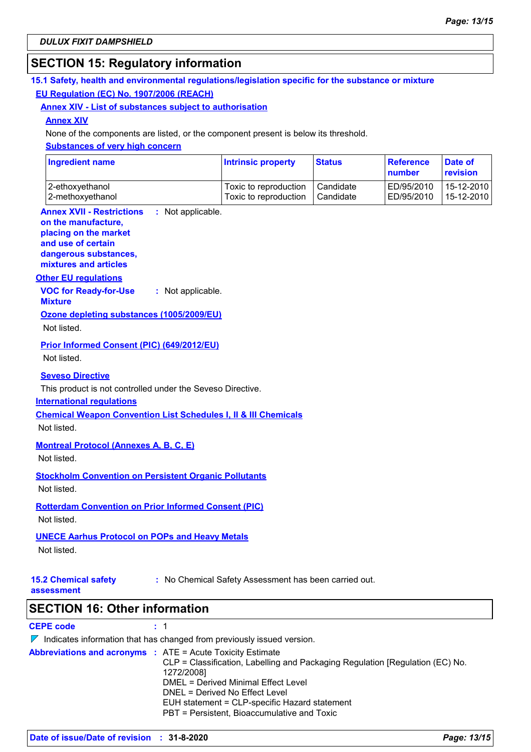DULUX FIXIT DAMPSHIELD

## SECTION 15: Regulatory information

### 15.1 Safety, health and environmental regulations/legislation specific for the substance or mixture

**EU Regulation (EC) No. 1907/2006 (REACH)**

**Annex XIV - List of substances subject to authorisation**

**Annex XIV**

None of the components are listed, or the component present is below its threshold.

**Substances of very high concern**

| Ingredient name | Intrinsic property | Status | Reference number | Date of revision |
|---|---|---|---|---|
| 2-ethoxyethanol | Toxic to reproduction | Candidate | ED/95/2010 | 15-12-2010 |
| 2-methoxyethanol | Toxic to reproduction | Candidate | ED/95/2010 | 15-12-2010 |

**Annex XVII - Restrictions on the manufacture, placing on the market and use of certain dangerous substances, mixtures and articles** : Not applicable.

**Other EU regulations**

**VOC for Ready-for-Use Mixture** : Not applicable.

**Ozone depleting substances (1005/2009/EU)**

Not listed.

**Prior Informed Consent (PIC) (649/2012/EU)**

Not listed.

**Seveso Directive**

This product is not controlled under the Seveso Directive.

**International regulations**

**Chemical Weapon Convention List Schedules I, II & III Chemicals**

Not listed.

**Montreal Protocol (Annexes A, B, C, E)**

Not listed.

**Stockholm Convention on Persistent Organic Pollutants**

Not listed.

**Rotterdam Convention on Prior Informed Consent (PIC)**

Not listed.

**UNECE Aarhus Protocol on POPs and Heavy Metals**

Not listed.

**15.2 Chemical safety assessment** : No Chemical Safety Assessment has been carried out.

## SECTION 16: Other information

**CEPE code** : 1

Indicates information that has changed from previously issued version.

**Abbreviations and acronyms** : ATE = Acute Toxicity Estimate
CLP = Classification, Labelling and Packaging Regulation [Regulation (EC) No. 1272/2008]
DMEL = Derived Minimal Effect Level
DNEL = Derived No Effect Level
EUH statement = CLP-specific Hazard statement
PBT = Persistent, Bioaccumulative and Toxic

**Date of issue/Date of revision** : 31-8-2020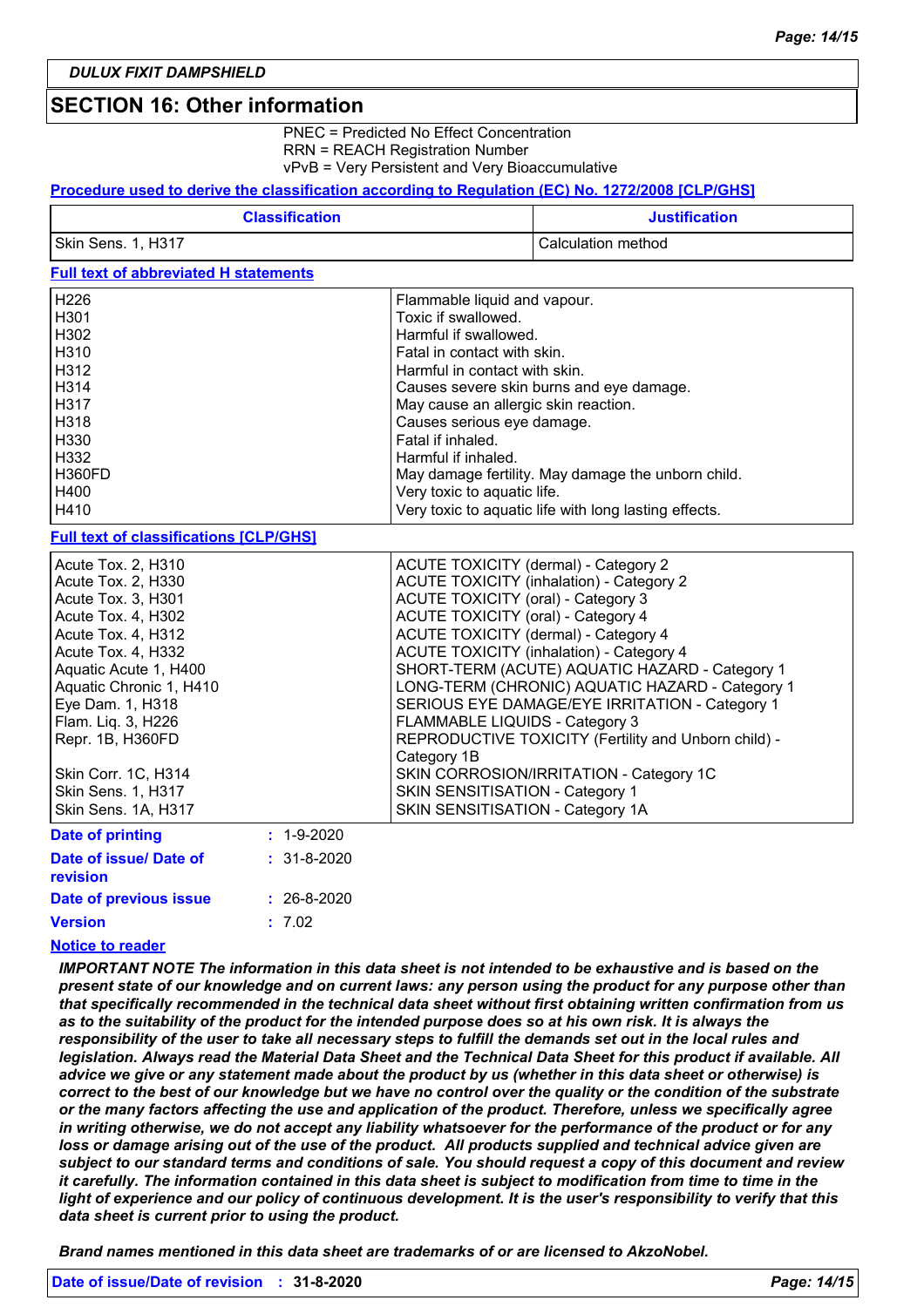## SECTION 16: Other information

PNEC = Predicted No Effect Concentration
RRN = REACH Registration Number
vPvB = Very Persistent and Very Bioaccumulative

**Procedure used to derive the classification according to Regulation (EC) No. 1272/2008 [CLP/GHS]**

| Classification | Justification |
|---|---|
| Skin Sens. 1, H317 | Calculation method |

**Full text of abbreviated H statements**

| | |
|---|---|
| H226 | Flammable liquid and vapour. |
| H301 | Toxic if swallowed. |
| H302 | Harmful if swallowed. |
| H310 | Fatal in contact with skin. |
| H312 | Harmful in contact with skin. |
| H314 | Causes severe skin burns and eye damage. |
| H317 | May cause an allergic skin reaction. |
| H318 | Causes serious eye damage. |
| H330 | Fatal if inhaled. |
| H332 | Harmful if inhaled. |
| H360FD | May damage fertility. May damage the unborn child. |
| H400 | Very toxic to aquatic life. |
| H410 | Very toxic to aquatic life with long lasting effects. |

**Full text of classifications [CLP/GHS]**

| | |
|---|---|
| Acute Tox. 2, H310 | ACUTE TOXICITY (dermal) - Category 2 |
| Acute Tox. 2, H330 | ACUTE TOXICITY (inhalation) - Category 2 |
| Acute Tox. 3, H301 | ACUTE TOXICITY (oral) - Category 3 |
| Acute Tox. 4, H302 | ACUTE TOXICITY (oral) - Category 4 |
| Acute Tox. 4, H312 | ACUTE TOXICITY (dermal) - Category 4 |
| Acute Tox. 4, H332 | ACUTE TOXICITY (inhalation) - Category 4 |
| Aquatic Acute 1, H400 | SHORT-TERM (ACUTE) AQUATIC HAZARD - Category 1 |
| Aquatic Chronic 1, H410 | LONG-TERM (CHRONIC) AQUATIC HAZARD - Category 1 |
| Eye Dam. 1, H318 | SERIOUS EYE DAMAGE/EYE IRRITATION - Category 1 |
| Flam. Liq. 3, H226 | FLAMMABLE LIQUIDS - Category 3 |
| Repr. 1B, H360FD | REPRODUCTIVE TOXICITY (Fertility and Unborn child) - Category 1B |
| Skin Corr. 1C, H314 | SKIN CORROSION/IRRITATION - Category 1C |
| Skin Sens. 1, H317 | SKIN SENSITISATION - Category 1 |
| Skin Sens. 1A, H317 | SKIN SENSITISATION - Category 1A |

**Date of printing** : 1-9-2020

**Date of issue/ Date of revision** : 31-8-2020

**Date of previous issue** : 26-8-2020

**Version** : 7.02

**Notice to reader**

***IMPORTANT NOTE The information in this data sheet is not intended to be exhaustive and is based on the present state of our knowledge and on current laws: any person using the product for any purpose other than that specifically recommended in the technical data sheet without first obtaining written confirmation from us as to the suitability of the product for the intended purpose does so at his own risk. It is always the responsibility of the user to take all necessary steps to fulfill the demands set out in the local rules and legislation. Always read the Material Data Sheet and the Technical Data Sheet for this product if available. All advice we give or any statement made about the product by us (whether in this data sheet or otherwise) is correct to the best of our knowledge but we have no control over the quality or the condition of the substrate or the many factors affecting the use and application of the product. Therefore, unless we specifically agree in writing otherwise, we do not accept any liability whatsoever for the performance of the product or for any loss or damage arising out of the use of the product. All products supplied and technical advice given are subject to our standard terms and conditions of sale. You should request a copy of this document and review it carefully. The information contained in this data sheet is subject to modification from time to time in the light of experience and our policy of continuous development. It is the user's responsibility to verify that this data sheet is current prior to using the product.***

***Brand names mentioned in this data sheet are trademarks of or are licensed to AkzoNobel.***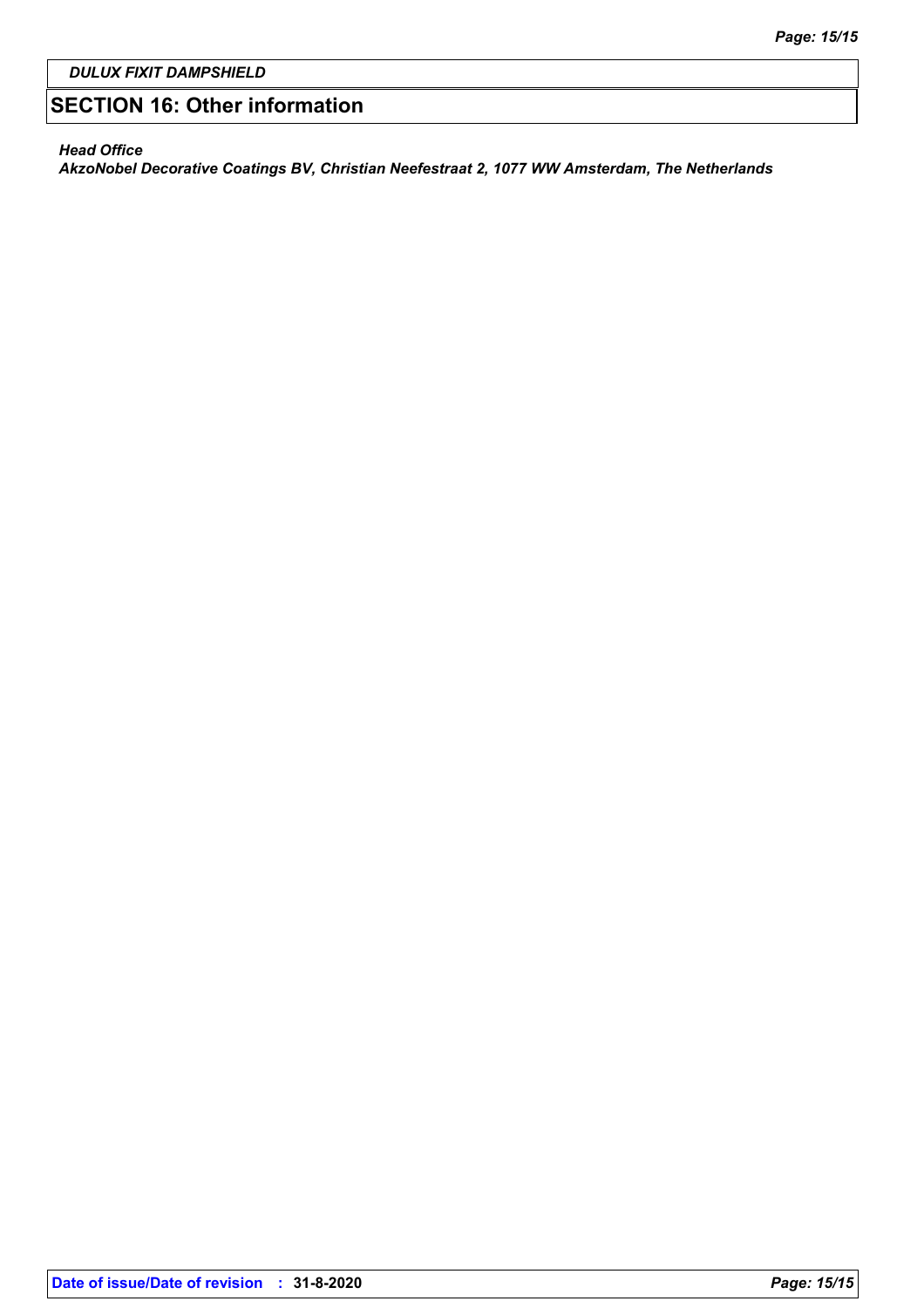## SECTION 16: Other information

***Head Office***

***AkzoNobel Decorative Coatings BV, Christian Neefestraat 2, 1077 WW Amsterdam, The Netherlands***